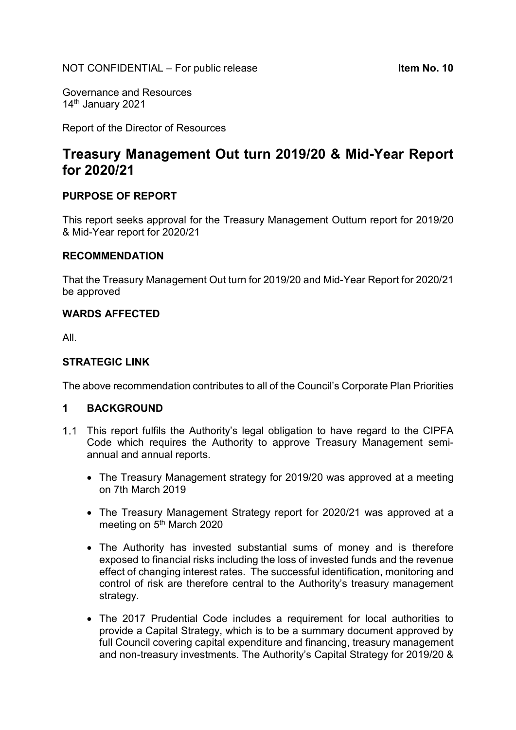NOT CONFIDENTIAL – For public release **Item No. 10**

Governance and Resources
14th January 2021

Report of the Director of Resources

# Treasury Management Out turn 2019/20 & Mid-Year Report for 2020/21

## PURPOSE OF REPORT

This report seeks approval for the Treasury Management Outturn report for 2019/20 & Mid-Year report for 2020/21

## RECOMMENDATION

That the Treasury Management Out turn for 2019/20 and Mid-Year Report for 2020/21 be approved

## WARDS AFFECTED

All.

## STRATEGIC LINK

The above recommendation contributes to all of the Council's Corporate Plan Priorities

## 1 BACKGROUND

1.1 This report fulfils the Authority's legal obligation to have regard to the CIPFA Code which requires the Authority to approve Treasury Management semi-annual and annual reports.

- The Treasury Management strategy for 2019/20 was approved at a meeting on 7th March 2019
- The Treasury Management Strategy report for 2020/21 was approved at a meeting on 5th March 2020
- The Authority has invested substantial sums of money and is therefore exposed to financial risks including the loss of invested funds and the revenue effect of changing interest rates. The successful identification, monitoring and control of risk are therefore central to the Authority's treasury management strategy.
- The 2017 Prudential Code includes a requirement for local authorities to provide a Capital Strategy, which is to be a summary document approved by full Council covering capital expenditure and financing, treasury management and non-treasury investments. The Authority's Capital Strategy for 2019/20 &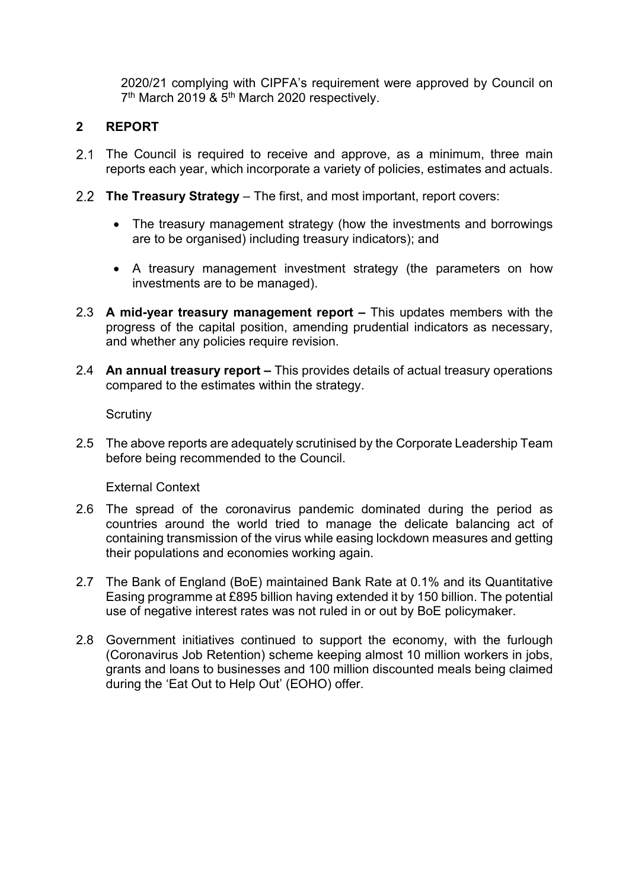2020/21 complying with CIPFA's requirement were approved by Council on 7th March 2019 & 5th March 2020 respectively.

## 2 REPORT

2.1 The Council is required to receive and approve, as a minimum, three main reports each year, which incorporate a variety of policies, estimates and actuals.

2.2 **The Treasury Strategy** – The first, and most important, report covers:

- The treasury management strategy (how the investments and borrowings are to be organised) including treasury indicators); and
- A treasury management investment strategy (the parameters on how investments are to be managed).

2.3 **A mid-year treasury management report –** This updates members with the progress of the capital position, amending prudential indicators as necessary, and whether any policies require revision.

2.4 **An annual treasury report –** This provides details of actual treasury operations compared to the estimates within the strategy.

Scrutiny

2.5 The above reports are adequately scrutinised by the Corporate Leadership Team before being recommended to the Council.

External Context

2.6 The spread of the coronavirus pandemic dominated during the period as countries around the world tried to manage the delicate balancing act of containing transmission of the virus while easing lockdown measures and getting their populations and economies working again.

2.7 The Bank of England (BoE) maintained Bank Rate at 0.1% and its Quantitative Easing programme at £895 billion having extended it by 150 billion. The potential use of negative interest rates was not ruled in or out by BoE policymaker.

2.8 Government initiatives continued to support the economy, with the furlough (Coronavirus Job Retention) scheme keeping almost 10 million workers in jobs, grants and loans to businesses and 100 million discounted meals being claimed during the 'Eat Out to Help Out' (EOHO) offer.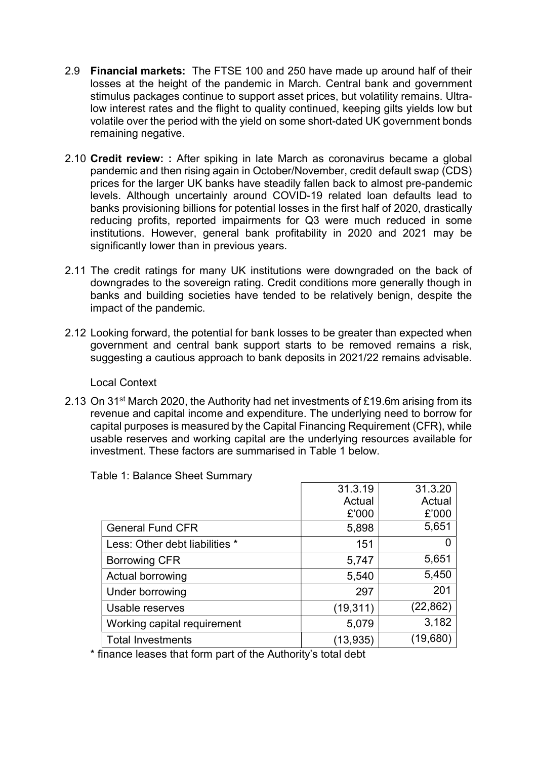2.9 **Financial markets:** The FTSE 100 and 250 have made up around half of their losses at the height of the pandemic in March. Central bank and government stimulus packages continue to support asset prices, but volatility remains. Ultra-low interest rates and the flight to quality continued, keeping gilts yields low but volatile over the period with the yield on some short-dated UK government bonds remaining negative.

2.10 **Credit review: :** After spiking in late March as coronavirus became a global pandemic and then rising again in October/November, credit default swap (CDS) prices for the larger UK banks have steadily fallen back to almost pre-pandemic levels. Although uncertainly around COVID-19 related loan defaults lead to banks provisioning billions for potential losses in the first half of 2020, drastically reducing profits, reported impairments for Q3 were much reduced in some institutions. However, general bank profitability in 2020 and 2021 may be significantly lower than in previous years.

2.11 The credit ratings for many UK institutions were downgraded on the back of downgrades to the sovereign rating. Credit conditions more generally though in banks and building societies have tended to be relatively benign, despite the impact of the pandemic.

2.12 Looking forward, the potential for bank losses to be greater than expected when government and central bank support starts to be removed remains a risk, suggesting a cautious approach to bank deposits in 2021/22 remains advisable.

Local Context

2.13 On 31st March 2020, the Authority had net investments of £19.6m arising from its revenue and capital income and expenditure. The underlying need to borrow for capital purposes is measured by the Capital Financing Requirement (CFR), while usable reserves and working capital are the underlying resources available for investment. These factors are summarised in Table 1 below.

Table 1: Balance Sheet Summary

| | 31.3.19 Actual £'000 | 31.3.20 Actual £'000 |
|---|---|---|
| General Fund CFR | 5,898 | 5,651 |
| Less: Other debt liabilities * | 151 | 0 |
| Borrowing CFR | 5,747 | 5,651 |
| Actual borrowing | 5,540 | 5,450 |
| Under borrowing | 297 | 201 |
| Usable reserves | (19,311) | (22,862) |
| Working capital requirement | 5,079 | 3,182 |
| Total Investments | (13,935) | (19,680) |

* finance leases that form part of the Authority's total debt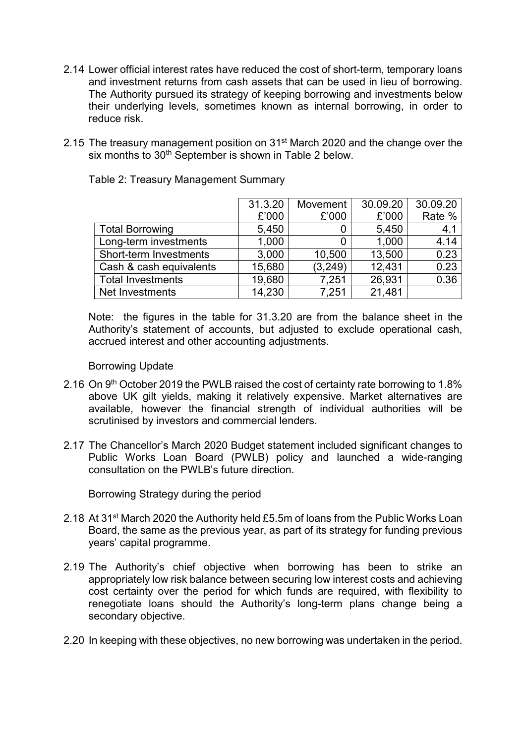2.14 Lower official interest rates have reduced the cost of short-term, temporary loans and investment returns from cash assets that can be used in lieu of borrowing. The Authority pursued its strategy of keeping borrowing and investments below their underlying levels, sometimes known as internal borrowing, in order to reduce risk.

2.15 The treasury management position on 31st March 2020 and the change over the six months to 30th September is shown in Table 2 below.

Table 2: Treasury Management Summary

| | 31.3.20 £'000 | Movement £'000 | 30.09.20 £'000 | 30.09.20 Rate % |
|---|---|---|---|---|
| Total Borrowing | 5,450 | 0 | 5,450 | 4.1 |
| Long-term investments | 1,000 | 0 | 1,000 | 4.14 |
| Short-term Investments | 3,000 | 10,500 | 13,500 | 0.23 |
| Cash & cash equivalents | 15,680 | (3,249) | 12,431 | 0.23 |
| Total Investments | 19,680 | 7,251 | 26,931 | 0.36 |
| Net Investments | 14,230 | 7,251 | 21,481 | |

Note: the figures in the table for 31.3.20 are from the balance sheet in the Authority's statement of accounts, but adjusted to exclude operational cash, accrued interest and other accounting adjustments.

Borrowing Update

2.16 On 9th October 2019 the PWLB raised the cost of certainty rate borrowing to 1.8% above UK gilt yields, making it relatively expensive. Market alternatives are available, however the financial strength of individual authorities will be scrutinised by investors and commercial lenders.

2.17 The Chancellor's March 2020 Budget statement included significant changes to Public Works Loan Board (PWLB) policy and launched a wide-ranging consultation on the PWLB's future direction.

Borrowing Strategy during the period

2.18 At 31st March 2020 the Authority held £5.5m of loans from the Public Works Loan Board, the same as the previous year, as part of its strategy for funding previous years' capital programme.

2.19 The Authority's chief objective when borrowing has been to strike an appropriately low risk balance between securing low interest costs and achieving cost certainty over the period for which funds are required, with flexibility to renegotiate loans should the Authority's long-term plans change being a secondary objective.

2.20 In keeping with these objectives, no new borrowing was undertaken in the period.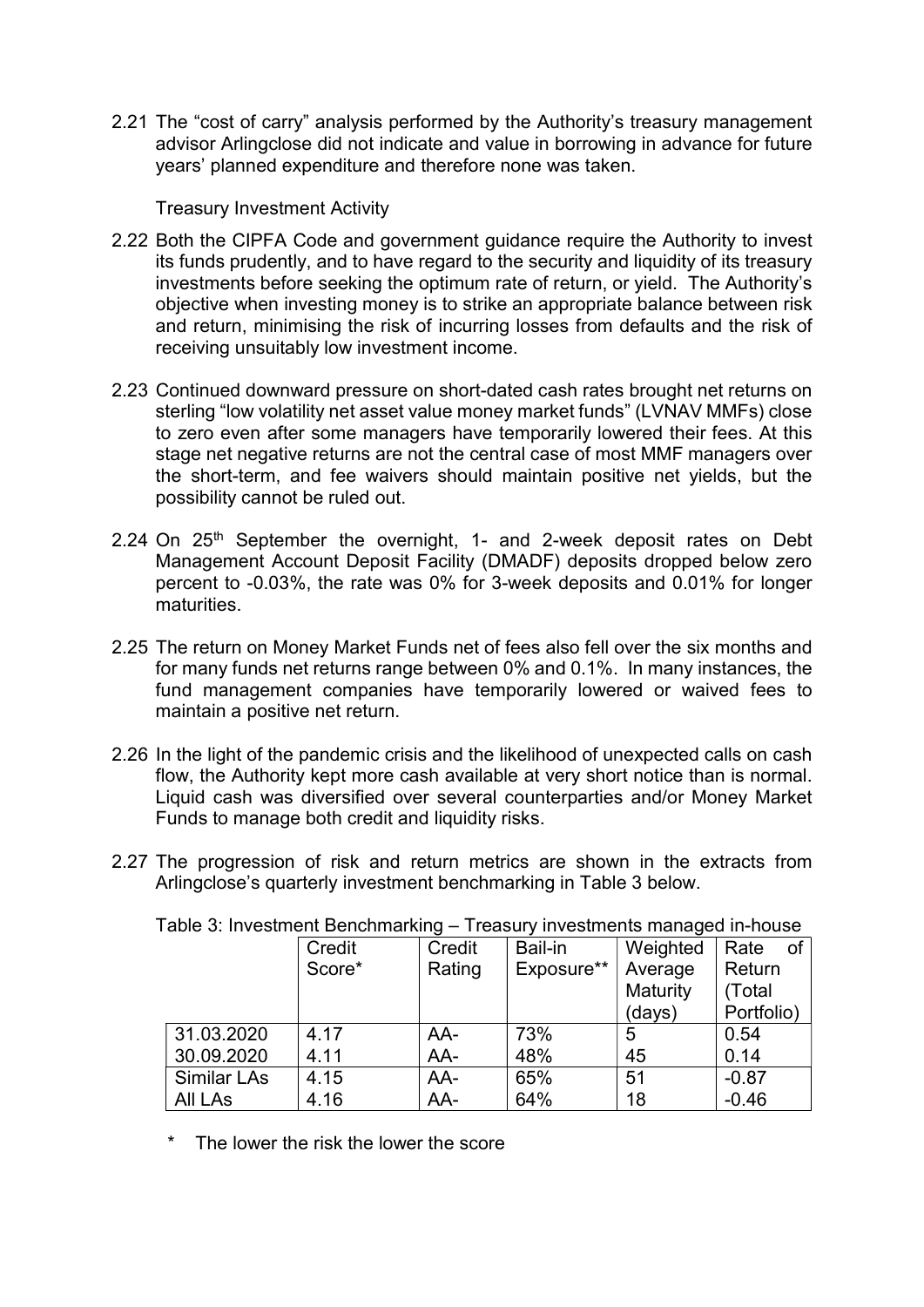2.21 The "cost of carry" analysis performed by the Authority's treasury management advisor Arlingclose did not indicate and value in borrowing in advance for future years' planned expenditure and therefore none was taken.

Treasury Investment Activity

2.22 Both the CIPFA Code and government guidance require the Authority to invest its funds prudently, and to have regard to the security and liquidity of its treasury investments before seeking the optimum rate of return, or yield. The Authority's objective when investing money is to strike an appropriate balance between risk and return, minimising the risk of incurring losses from defaults and the risk of receiving unsuitably low investment income.

2.23 Continued downward pressure on short-dated cash rates brought net returns on sterling "low volatility net asset value money market funds" (LVNAV MMFs) close to zero even after some managers have temporarily lowered their fees. At this stage net negative returns are not the central case of most MMF managers over the short-term, and fee waivers should maintain positive net yields, but the possibility cannot be ruled out.

2.24 On 25th September the overnight, 1- and 2-week deposit rates on Debt Management Account Deposit Facility (DMADF) deposits dropped below zero percent to -0.03%, the rate was 0% for 3-week deposits and 0.01% for longer maturities.

2.25 The return on Money Market Funds net of fees also fell over the six months and for many funds net returns range between 0% and 0.1%. In many instances, the fund management companies have temporarily lowered or waived fees to maintain a positive net return.

2.26 In the light of the pandemic crisis and the likelihood of unexpected calls on cash flow, the Authority kept more cash available at very short notice than is normal. Liquid cash was diversified over several counterparties and/or Money Market Funds to manage both credit and liquidity risks.

2.27 The progression of risk and return metrics are shown in the extracts from Arlingclose's quarterly investment benchmarking in Table 3 below.

Table 3: Investment Benchmarking – Treasury investments managed in-house

| | Credit Score* | Credit Rating | Bail-in Exposure** | Weighted Average Maturity (days) | Rate of Return (Total Portfolio) |
|---|---|---|---|---|---|
| 31.03.2020 | 4.17 | AA- | 73% | 5 | 0.54 |
| 30.09.2020 | 4.11 | AA- | 48% | 45 | 0.14 |
| Similar LAs | 4.15 | AA- | 65% | 51 | -0.87 |
| All LAs | 4.16 | AA- | 64% | 18 | -0.46 |

\* The lower the risk the lower the score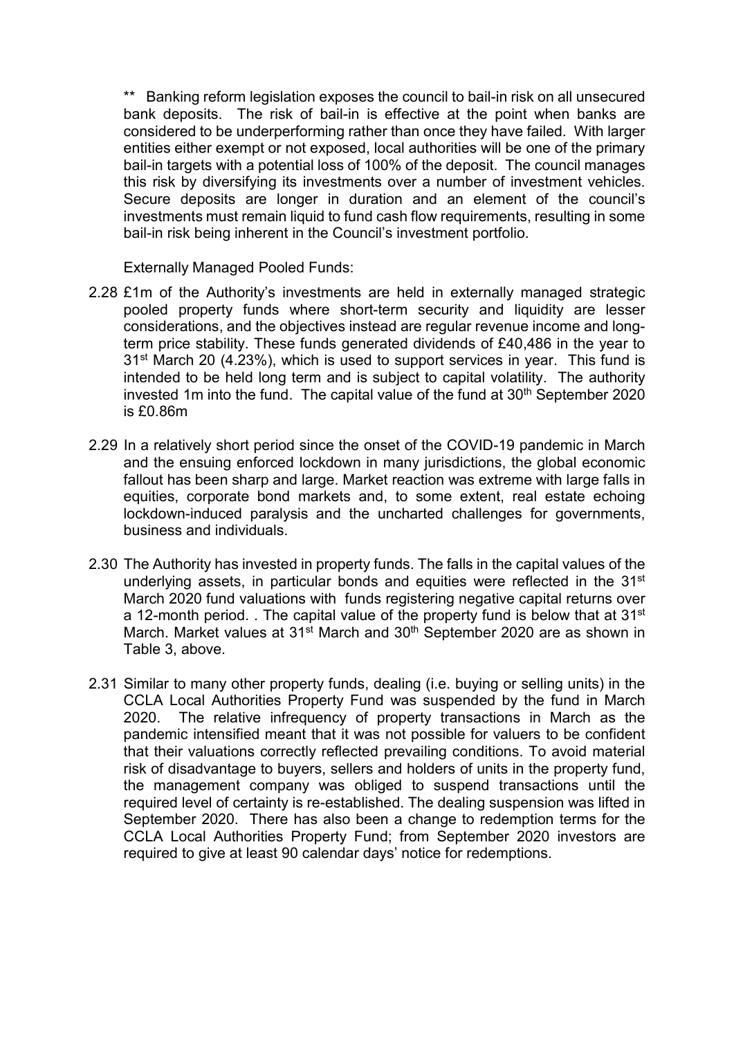** Banking reform legislation exposes the council to bail-in risk on all unsecured bank deposits. The risk of bail-in is effective at the point when banks are considered to be underperforming rather than once they have failed. With larger entities either exempt or not exposed, local authorities will be one of the primary bail-in targets with a potential loss of 100% of the deposit. The council manages this risk by diversifying its investments over a number of investment vehicles. Secure deposits are longer in duration and an element of the council's investments must remain liquid to fund cash flow requirements, resulting in some bail-in risk being inherent in the Council's investment portfolio.

Externally Managed Pooled Funds:

2.28 £1m of the Authority's investments are held in externally managed strategic pooled property funds where short-term security and liquidity are lesser considerations, and the objectives instead are regular revenue income and long-term price stability. These funds generated dividends of £40,486 in the year to 31st March 20 (4.23%), which is used to support services in year. This fund is intended to be held long term and is subject to capital volatility. The authority invested 1m into the fund. The capital value of the fund at 30th September 2020 is £0.86m

2.29 In a relatively short period since the onset of the COVID-19 pandemic in March and the ensuing enforced lockdown in many jurisdictions, the global economic fallout has been sharp and large. Market reaction was extreme with large falls in equities, corporate bond markets and, to some extent, real estate echoing lockdown-induced paralysis and the uncharted challenges for governments, business and individuals.

2.30 The Authority has invested in property funds. The falls in the capital values of the underlying assets, in particular bonds and equities were reflected in the 31st March 2020 fund valuations with funds registering negative capital returns over a 12-month period. . The capital value of the property fund is below that at 31st March. Market values at 31st March and 30th September 2020 are as shown in Table 3, above.

2.31 Similar to many other property funds, dealing (i.e. buying or selling units) in the CCLA Local Authorities Property Fund was suspended by the fund in March 2020. The relative infrequency of property transactions in March as the pandemic intensified meant that it was not possible for valuers to be confident that their valuations correctly reflected prevailing conditions. To avoid material risk of disadvantage to buyers, sellers and holders of units in the property fund, the management company was obliged to suspend transactions until the required level of certainty is re-established. The dealing suspension was lifted in September 2020. There has also been a change to redemption terms for the CCLA Local Authorities Property Fund; from September 2020 investors are required to give at least 90 calendar days' notice for redemptions.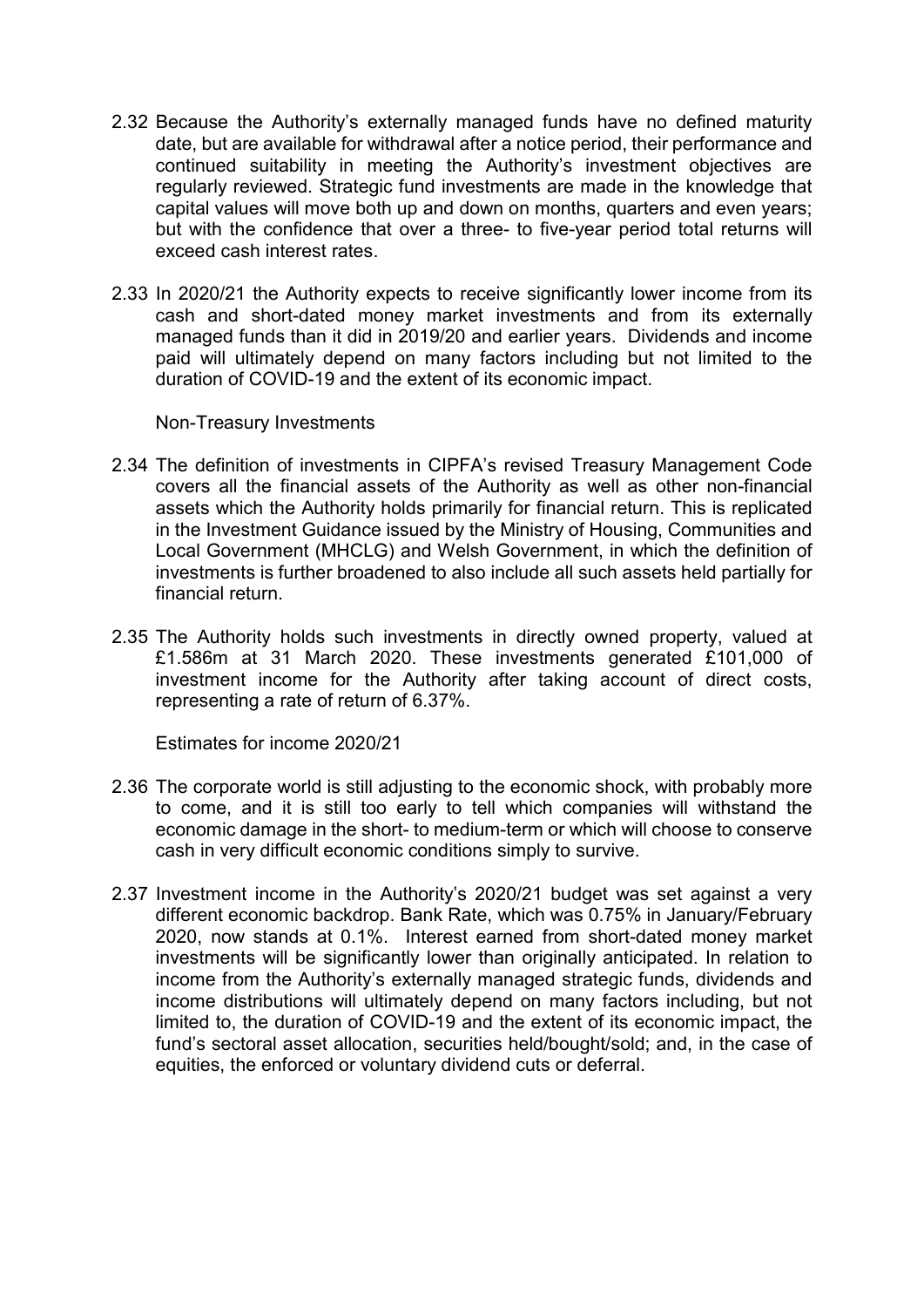2.32 Because the Authority's externally managed funds have no defined maturity date, but are available for withdrawal after a notice period, their performance and continued suitability in meeting the Authority's investment objectives are regularly reviewed. Strategic fund investments are made in the knowledge that capital values will move both up and down on months, quarters and even years; but with the confidence that over a three- to five-year period total returns will exceed cash interest rates.

2.33 In 2020/21 the Authority expects to receive significantly lower income from its cash and short-dated money market investments and from its externally managed funds than it did in 2019/20 and earlier years. Dividends and income paid will ultimately depend on many factors including but not limited to the duration of COVID-19 and the extent of its economic impact.

Non-Treasury Investments

2.34 The definition of investments in CIPFA's revised Treasury Management Code covers all the financial assets of the Authority as well as other non-financial assets which the Authority holds primarily for financial return. This is replicated in the Investment Guidance issued by the Ministry of Housing, Communities and Local Government (MHCLG) and Welsh Government, in which the definition of investments is further broadened to also include all such assets held partially for financial return.

2.35 The Authority holds such investments in directly owned property, valued at £1.586m at 31 March 2020. These investments generated £101,000 of investment income for the Authority after taking account of direct costs, representing a rate of return of 6.37%.

Estimates for income 2020/21

2.36 The corporate world is still adjusting to the economic shock, with probably more to come, and it is still too early to tell which companies will withstand the economic damage in the short- to medium-term or which will choose to conserve cash in very difficult economic conditions simply to survive.

2.37 Investment income in the Authority's 2020/21 budget was set against a very different economic backdrop. Bank Rate, which was 0.75% in January/February 2020, now stands at 0.1%. Interest earned from short-dated money market investments will be significantly lower than originally anticipated. In relation to income from the Authority's externally managed strategic funds, dividends and income distributions will ultimately depend on many factors including, but not limited to, the duration of COVID-19 and the extent of its economic impact, the fund's sectoral asset allocation, securities held/bought/sold; and, in the case of equities, the enforced or voluntary dividend cuts or deferral.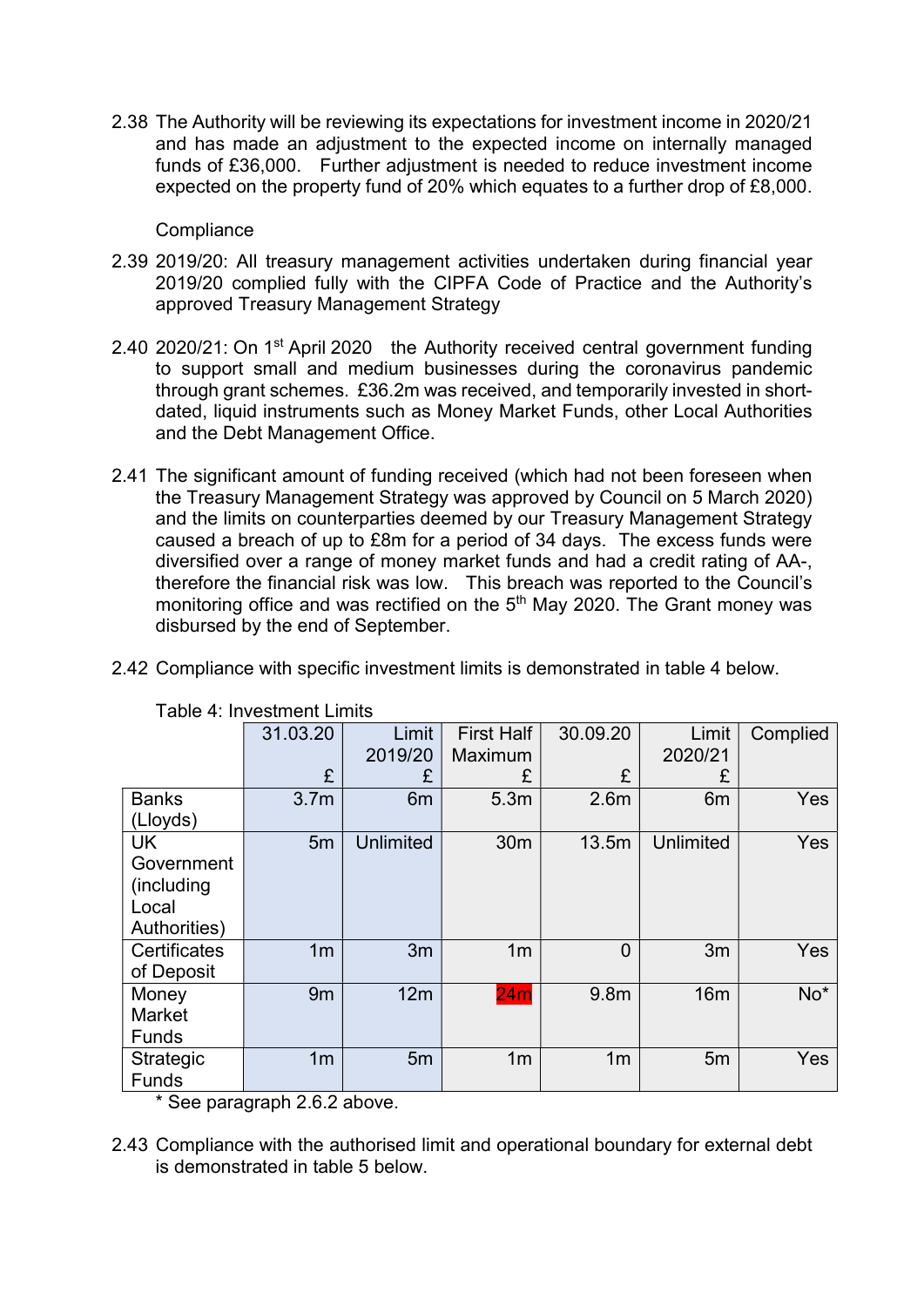2.38 The Authority will be reviewing its expectations for investment income in 2020/21 and has made an adjustment to the expected income on internally managed funds of £36,000. Further adjustment is needed to reduce investment income expected on the property fund of 20% which equates to a further drop of £8,000.

Compliance

2.39 2019/20: All treasury management activities undertaken during financial year 2019/20 complied fully with the CIPFA Code of Practice and the Authority's approved Treasury Management Strategy

2.40 2020/21: On 1st April 2020 the Authority received central government funding to support small and medium businesses during the coronavirus pandemic through grant schemes. £36.2m was received, and temporarily invested in short-dated, liquid instruments such as Money Market Funds, other Local Authorities and the Debt Management Office.

2.41 The significant amount of funding received (which had not been foreseen when the Treasury Management Strategy was approved by Council on 5 March 2020) and the limits on counterparties deemed by our Treasury Management Strategy caused a breach of up to £8m for a period of 34 days. The excess funds were diversified over a range of money market funds and had a credit rating of AA-, therefore the financial risk was low. This breach was reported to the Council's monitoring office and was rectified on the 5th May 2020. The Grant money was disbursed by the end of September.

2.42 Compliance with specific investment limits is demonstrated in table 4 below.

Table 4: Investment Limits

| | 31.03.20 £ | Limit 2019/20 £ | First Half Maximum £ | 30.09.20 £ | Limit 2020/21 £ | Complied |
|---|---|---|---|---|---|---|
| Banks (Lloyds) | 3.7m | 6m | 5.3m | 2.6m | 6m | Yes |
| UK Government (including Local Authorities) | 5m | Unlimited | 30m | 13.5m | Unlimited | Yes |
| Certificates of Deposit | 1m | 3m | 1m | 0 | 3m | Yes |
| Money Market Funds | 9m | 12m | 24m | 9.8m | 16m | No* |
| Strategic Funds | 1m | 5m | 1m | 1m | 5m | Yes |

\* See paragraph 2.6.2 above.

2.43 Compliance with the authorised limit and operational boundary for external debt is demonstrated in table 5 below.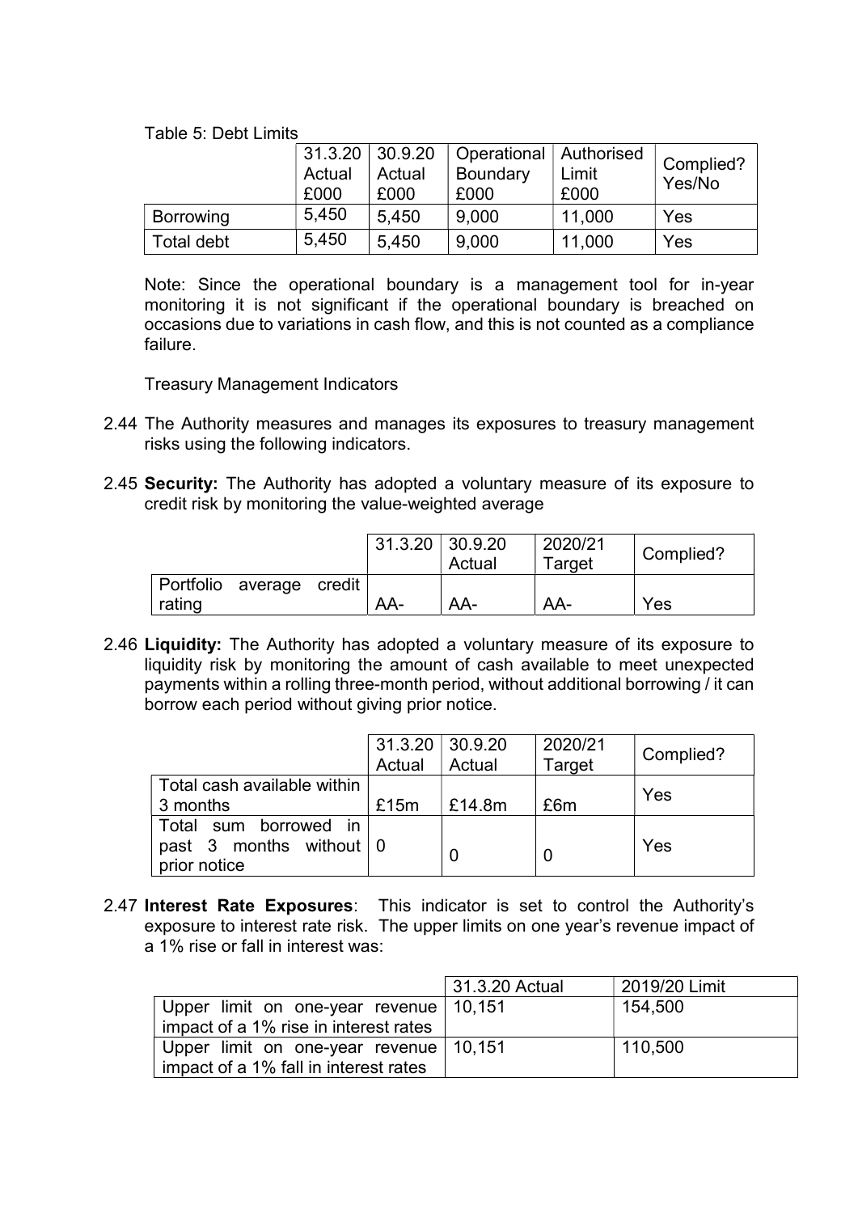Table 5: Debt Limits

| | 31.3.20 Actual £000 | 30.9.20 Actual £000 | Operational Boundary £000 | Authorised Limit £000 | Complied? Yes/No |
|---|---|---|---|---|---|
| Borrowing | 5,450 | 5,450 | 9,000 | 11,000 | Yes |
| Total debt | 5,450 | 5,450 | 9,000 | 11,000 | Yes |

Note: Since the operational boundary is a management tool for in-year monitoring it is not significant if the operational boundary is breached on occasions due to variations in cash flow, and this is not counted as a compliance failure.

Treasury Management Indicators

2.44 The Authority measures and manages its exposures to treasury management risks using the following indicators.

2.45 **Security:** The Authority has adopted a voluntary measure of its exposure to credit risk by monitoring the value-weighted average

| | 31.3.20 | 30.9.20 Actual | 2020/21 Target | Complied? |
|---|---|---|---|---|
| Portfolio average credit rating | AA- | AA- | AA- | Yes |

2.46 **Liquidity:** The Authority has adopted a voluntary measure of its exposure to liquidity risk by monitoring the amount of cash available to meet unexpected payments within a rolling three-month period, without additional borrowing / it can borrow each period without giving prior notice.

| | 31.3.20 Actual | 30.9.20 Actual | 2020/21 Target | Complied? |
|---|---|---|---|---|
| Total cash available within 3 months | £15m | £14.8m | £6m | Yes |
| Total sum borrowed in past 3 months without prior notice | 0 | 0 | 0 | Yes |

2.47 **Interest Rate Exposures**: This indicator is set to control the Authority's exposure to interest rate risk. The upper limits on one year's revenue impact of a 1% rise or fall in interest was:

| | 31.3.20 Actual | 2019/20 Limit |
|---|---|---|
| Upper limit on one-year revenue impact of a 1% rise in interest rates | 10,151 | 154,500 |
| Upper limit on one-year revenue impact of a 1% fall in interest rates | 10,151 | 110,500 |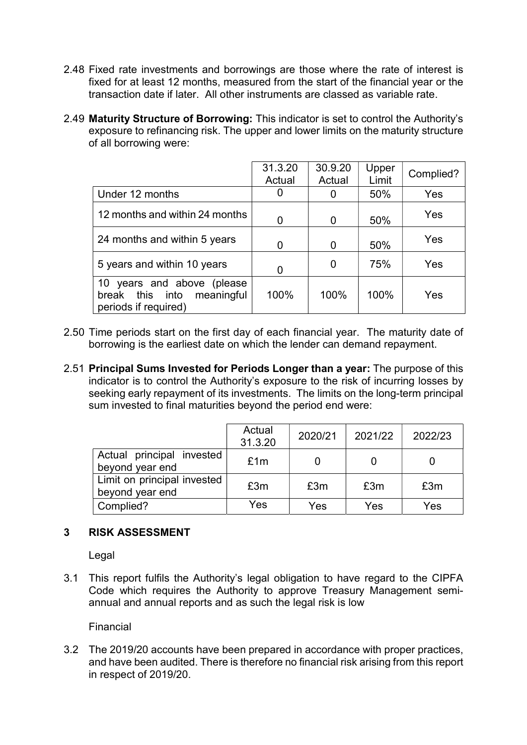2.48 Fixed rate investments and borrowings are those where the rate of interest is fixed for at least 12 months, measured from the start of the financial year or the transaction date if later. All other instruments are classed as variable rate.

2.49 **Maturity Structure of Borrowing:** This indicator is set to control the Authority's exposure to refinancing risk. The upper and lower limits on the maturity structure of all borrowing were:

| | 31.3.20 Actual | 30.9.20 Actual | Upper Limit | Complied? |
|---|---|---|---|---|
| Under 12 months | 0 | 0 | 50% | Yes |
| 12 months and within 24 months | 0 | 0 | 50% | Yes |
| 24 months and within 5 years | 0 | 0 | 50% | Yes |
| 5 years and within 10 years | 0 | 0 | 75% | Yes |
| 10 years and above (please break this into meaningful periods if required) | 100% | 100% | 100% | Yes |

2.50 Time periods start on the first day of each financial year. The maturity date of borrowing is the earliest date on which the lender can demand repayment.

2.51 **Principal Sums Invested for Periods Longer than a year:** The purpose of this indicator is to control the Authority's exposure to the risk of incurring losses by seeking early repayment of its investments. The limits on the long-term principal sum invested to final maturities beyond the period end were:

| | Actual 31.3.20 | 2020/21 | 2021/22 | 2022/23 |
|---|---|---|---|---|
| Actual principal invested beyond year end | £1m | 0 | 0 | 0 |
| Limit on principal invested beyond year end | £3m | £3m | £3m | £3m |
| Complied? | Yes | Yes | Yes | Yes |

## 3 RISK ASSESSMENT

Legal

3.1 This report fulfils the Authority's legal obligation to have regard to the CIPFA Code which requires the Authority to approve Treasury Management semi-annual and annual reports and as such the legal risk is low

Financial

3.2 The 2019/20 accounts have been prepared in accordance with proper practices, and have been audited. There is therefore no financial risk arising from this report in respect of 2019/20.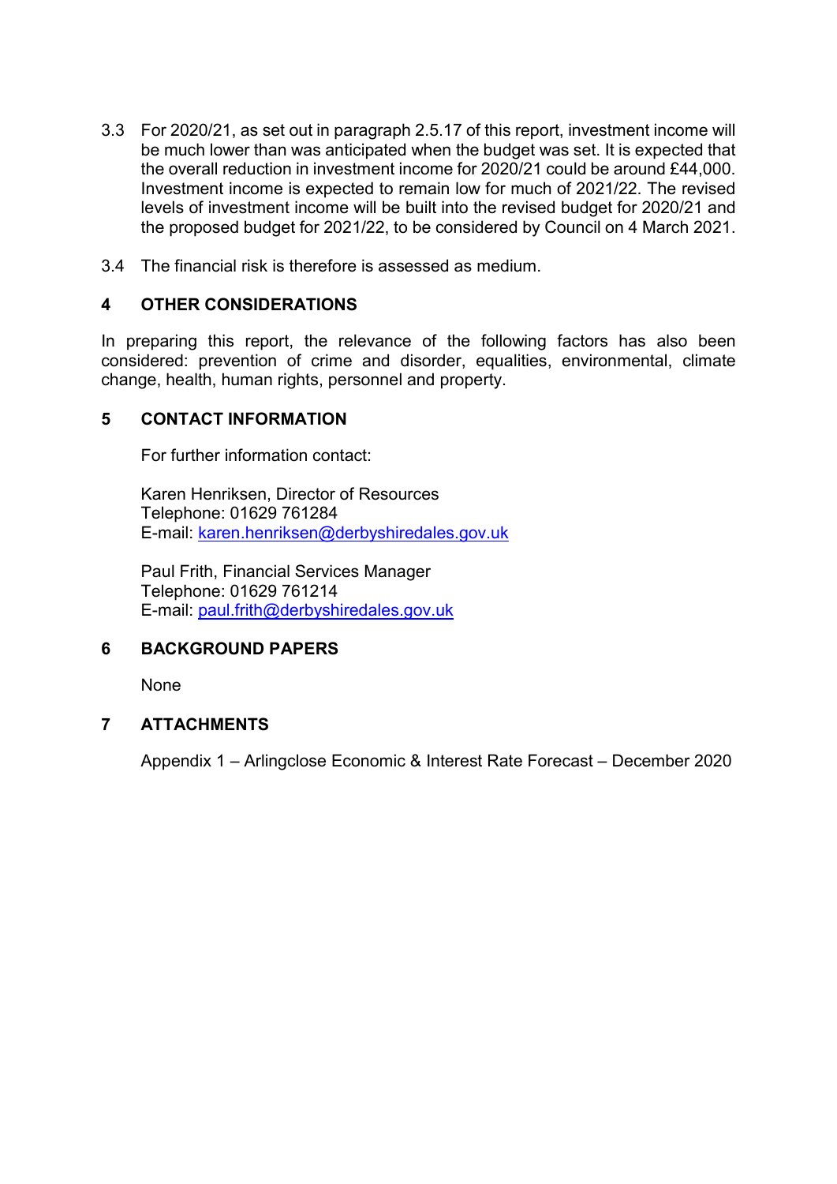3.3 For 2020/21, as set out in paragraph 2.5.17 of this report, investment income will be much lower than was anticipated when the budget was set. It is expected that the overall reduction in investment income for 2020/21 could be around £44,000. Investment income is expected to remain low for much of 2021/22. The revised levels of investment income will be built into the revised budget for 2020/21 and the proposed budget for 2021/22, to be considered by Council on 4 March 2021.

3.4 The financial risk is therefore is assessed as medium.

## 4 OTHER CONSIDERATIONS

In preparing this report, the relevance of the following factors has also been considered: prevention of crime and disorder, equalities, environmental, climate change, health, human rights, personnel and property.

## 5 CONTACT INFORMATION

For further information contact:

Karen Henriksen, Director of Resources
Telephone: 01629 761284
E-mail: karen.henriksen@derbyshiredales.gov.uk

Paul Frith, Financial Services Manager
Telephone: 01629 761214
E-mail: paul.frith@derbyshiredales.gov.uk

## 6 BACKGROUND PAPERS

None

## 7 ATTACHMENTS

Appendix 1 – Arlingclose Economic & Interest Rate Forecast – December 2020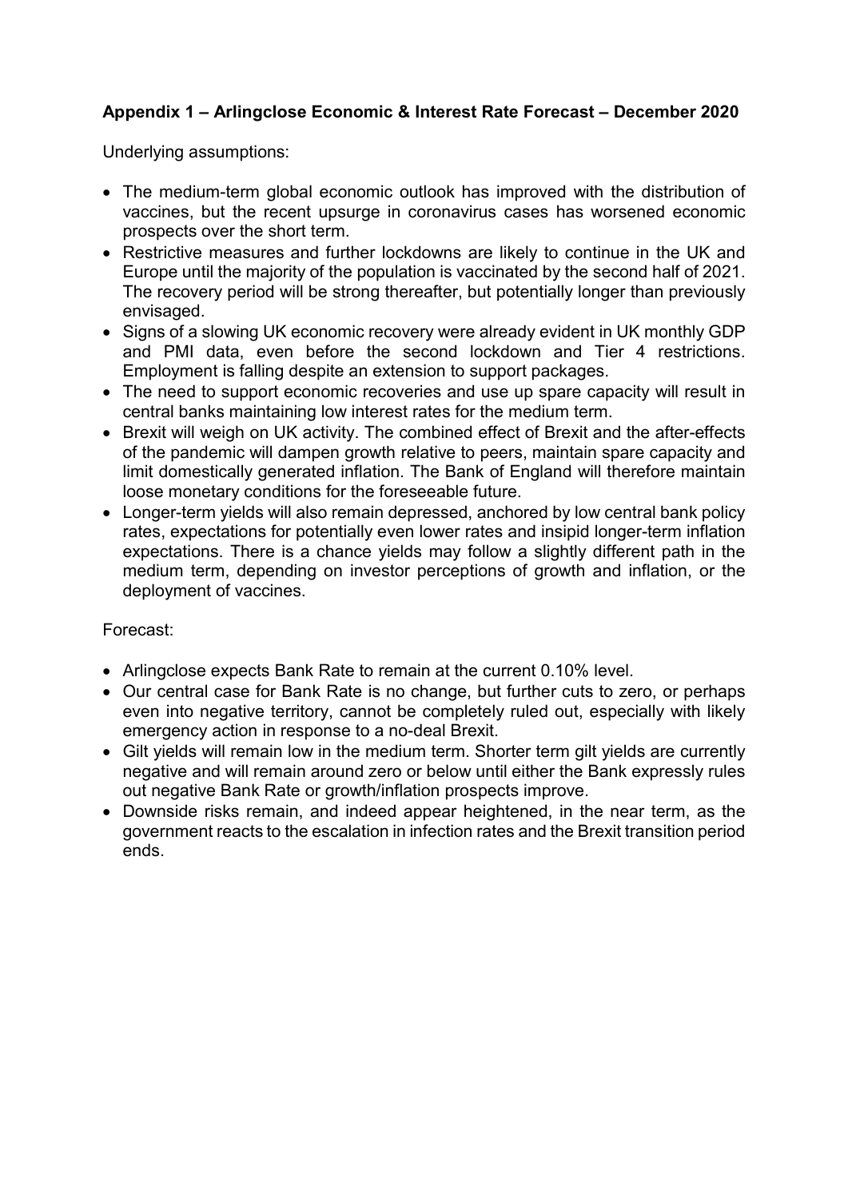**Appendix 1 – Arlingclose Economic & Interest Rate Forecast – December 2020**

Underlying assumptions:

- The medium-term global economic outlook has improved with the distribution of vaccines, but the recent upsurge in coronavirus cases has worsened economic prospects over the short term.
- Restrictive measures and further lockdowns are likely to continue in the UK and Europe until the majority of the population is vaccinated by the second half of 2021. The recovery period will be strong thereafter, but potentially longer than previously envisaged.
- Signs of a slowing UK economic recovery were already evident in UK monthly GDP and PMI data, even before the second lockdown and Tier 4 restrictions. Employment is falling despite an extension to support packages.
- The need to support economic recoveries and use up spare capacity will result in central banks maintaining low interest rates for the medium term.
- Brexit will weigh on UK activity. The combined effect of Brexit and the after-effects of the pandemic will dampen growth relative to peers, maintain spare capacity and limit domestically generated inflation. The Bank of England will therefore maintain loose monetary conditions for the foreseeable future.
- Longer-term yields will also remain depressed, anchored by low central bank policy rates, expectations for potentially even lower rates and insipid longer-term inflation expectations. There is a chance yields may follow a slightly different path in the medium term, depending on investor perceptions of growth and inflation, or the deployment of vaccines.

Forecast:

- Arlingclose expects Bank Rate to remain at the current 0.10% level.
- Our central case for Bank Rate is no change, but further cuts to zero, or perhaps even into negative territory, cannot be completely ruled out, especially with likely emergency action in response to a no-deal Brexit.
- Gilt yields will remain low in the medium term. Shorter term gilt yields are currently negative and will remain around zero or below until either the Bank expressly rules out negative Bank Rate or growth/inflation prospects improve.
- Downside risks remain, and indeed appear heightened, in the near term, as the government reacts to the escalation in infection rates and the Brexit transition period ends.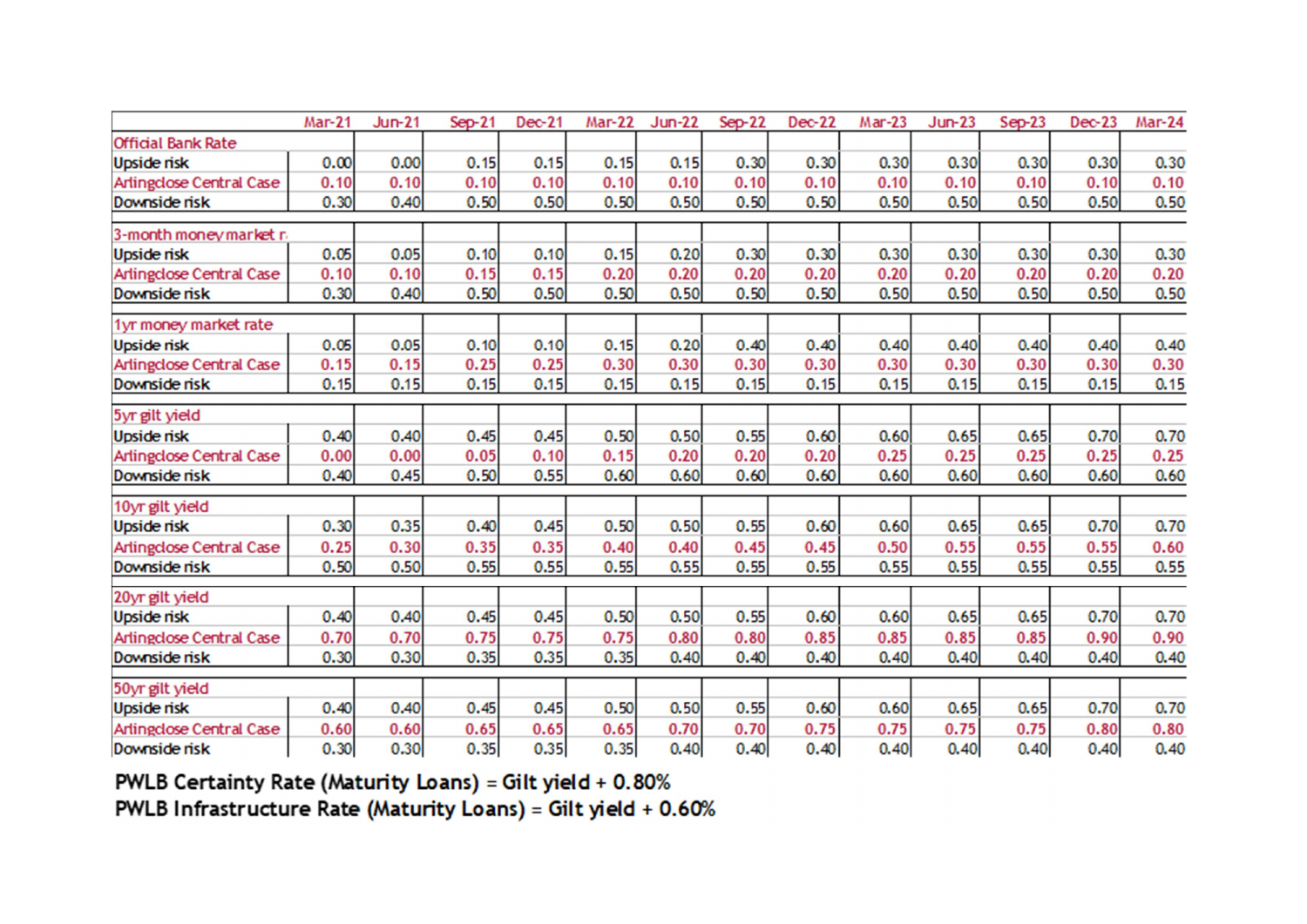| | Mar-21 | Jun-21 | Sep-21 | Dec-21 | Mar-22 | Jun-22 | Sep-22 | Dec-22 | Mar-23 | Jun-23 | Sep-23 | Dec-23 | Mar-24 |
|---|---|---|---|---|---|---|---|---|---|---|---|---|---|
| Official Bank Rate | | | | | | | | | | | | | |
| Upside risk | 0.00 | 0.00 | 0.15 | 0.15 | 0.15 | 0.15 | 0.30 | 0.30 | 0.30 | 0.30 | 0.30 | 0.30 | 0.30 |
| Arlingclose Central Case | 0.10 | 0.10 | 0.10 | 0.10 | 0.10 | 0.10 | 0.10 | 0.10 | 0.10 | 0.10 | 0.10 | 0.10 | 0.10 |
| Downside risk | 0.30 | 0.40 | 0.50 | 0.50 | 0.50 | 0.50 | 0.50 | 0.50 | 0.50 | 0.50 | 0.50 | 0.50 | 0.50 |
| 3-month money market r | | | | | | | | | | | | | |
| Upside risk | 0.05 | 0.05 | 0.10 | 0.10 | 0.15 | 0.20 | 0.30 | 0.30 | 0.30 | 0.30 | 0.30 | 0.30 | 0.30 |
| Arlingclose Central Case | 0.10 | 0.10 | 0.15 | 0.15 | 0.20 | 0.20 | 0.20 | 0.20 | 0.20 | 0.20 | 0.20 | 0.20 | 0.20 |
| Downside risk | 0.30 | 0.40 | 0.50 | 0.50 | 0.50 | 0.50 | 0.50 | 0.50 | 0.50 | 0.50 | 0.50 | 0.50 | 0.50 |
| 1yr money market rate | | | | | | | | | | | | | |
| Upside risk | 0.05 | 0.05 | 0.10 | 0.10 | 0.15 | 0.20 | 0.40 | 0.40 | 0.40 | 0.40 | 0.40 | 0.40 | 0.40 |
| Arlingclose Central Case | 0.15 | 0.15 | 0.25 | 0.25 | 0.30 | 0.30 | 0.30 | 0.30 | 0.30 | 0.30 | 0.30 | 0.30 | 0.30 |
| Downside risk | 0.15 | 0.15 | 0.15 | 0.15 | 0.15 | 0.15 | 0.15 | 0.15 | 0.15 | 0.15 | 0.15 | 0.15 | 0.15 |
| 5yr gilt yield | | | | | | | | | | | | | |
| Upside risk | 0.40 | 0.40 | 0.45 | 0.45 | 0.50 | 0.50 | 0.55 | 0.60 | 0.60 | 0.65 | 0.65 | 0.70 | 0.70 |
| Arlingclose Central Case | 0.00 | 0.00 | 0.05 | 0.10 | 0.15 | 0.20 | 0.20 | 0.20 | 0.25 | 0.25 | 0.25 | 0.25 | 0.25 |
| Downside risk | 0.40 | 0.45 | 0.50 | 0.55 | 0.60 | 0.60 | 0.60 | 0.60 | 0.60 | 0.60 | 0.60 | 0.60 | 0.60 |
| 10yr gilt yield | | | | | | | | | | | | | |
| Upside risk | 0.30 | 0.35 | 0.40 | 0.45 | 0.50 | 0.50 | 0.55 | 0.60 | 0.60 | 0.65 | 0.65 | 0.70 | 0.70 |
| Arlingclose Central Case | 0.25 | 0.30 | 0.35 | 0.35 | 0.40 | 0.40 | 0.45 | 0.45 | 0.50 | 0.55 | 0.55 | 0.55 | 0.60 |
| Downside risk | 0.50 | 0.50 | 0.55 | 0.55 | 0.55 | 0.55 | 0.55 | 0.55 | 0.55 | 0.55 | 0.55 | 0.55 | 0.55 |
| 20yr gilt yield | | | | | | | | | | | | | |
| Upside risk | 0.40 | 0.40 | 0.45 | 0.45 | 0.50 | 0.50 | 0.55 | 0.60 | 0.60 | 0.65 | 0.65 | 0.70 | 0.70 |
| Arlingclose Central Case | 0.70 | 0.70 | 0.75 | 0.75 | 0.75 | 0.80 | 0.80 | 0.85 | 0.85 | 0.85 | 0.85 | 0.90 | 0.90 |
| Downside risk | 0.30 | 0.30 | 0.35 | 0.35 | 0.35 | 0.40 | 0.40 | 0.40 | 0.40 | 0.40 | 0.40 | 0.40 | 0.40 |
| 50yr gilt yield | | | | | | | | | | | | | |
| Upside risk | 0.40 | 0.40 | 0.45 | 0.45 | 0.50 | 0.50 | 0.55 | 0.60 | 0.60 | 0.65 | 0.65 | 0.70 | 0.70 |
| Arlingclose Central Case | 0.60 | 0.60 | 0.65 | 0.65 | 0.65 | 0.70 | 0.70 | 0.75 | 0.75 | 0.75 | 0.75 | 0.80 | 0.80 |
| Downside risk | 0.30 | 0.30 | 0.35 | 0.35 | 0.35 | 0.40 | 0.40 | 0.40 | 0.40 | 0.40 | 0.40 | 0.40 | 0.40 |

**PWLB Certainty Rate (Maturity Loans) = Gilt yield + 0.80%**

**PWLB Infrastructure Rate (Maturity Loans) = Gilt yield + 0.60%**